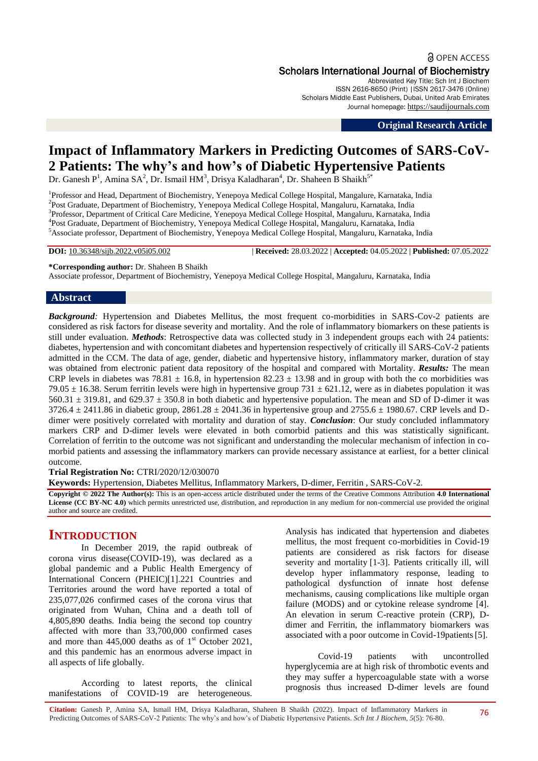OPEN ACCESS

Scholars International Journal of Biochemistry

Abbreviated Key Title: Sch Int J Biochem
ISSN 2616-8650 (Print) |ISSN 2617-3476 (Online)
Scholars Middle East Publishers, Dubai, United Arab Emirates
Journal homepage: https://saudijournals.com

**Original Research Article**

# Impact of Inflammatory Markers in Predicting Outcomes of SARS-CoV-2 Patients: The why's and how's of Diabetic Hypertensive Patients

Dr. Ganesh P[1], Amina SA[2], Dr. Ismail HM[3], Drisya Kaladharan[4], Dr. Shaheen B Shaikh[5*]

[1]Professor and Head, Department of Biochemistry, Yenepoya Medical College Hospital, Mangalure, Karnataka, India
[2]Post Graduate, Department of Biochemistry, Yenepoya Medical College Hospital, Mangaluru, Karnataka, India
[3]Professor, Department of Critical Care Medicine, Yenepoya Medical College Hospital, Mangaluru, Karnataka, India
[4]Post Graduate, Department of Biochemistry, Yenepoya Medical College Hospital, Mangaluru, Karnataka, India
[5]Associate professor, Department of Biochemistry, Yenepoya Medical College Hospital, Mangaluru, Karnataka, India

**DOI:** 10.36348/sijb.2022.v05i05.002 | **Received:** 28.03.2022 | **Accepted:** 04.05.2022 | **Published:** 07.05.2022

**\*Corresponding author:** Dr. Shaheen B Shaikh
Associate professor, Department of Biochemistry, Yenepoya Medical College Hospital, Mangaluru, Karnataka, India

## Abstract

***Background:*** Hypertension and Diabetes Mellitus, the most frequent co-morbidities in SARS-Cov-2 patients are considered as risk factors for disease severity and mortality. And the role of inflammatory biomarkers on these patients is still under evaluation. ***Methods***: Retrospective data was collected study in 3 independent groups each with 24 patients: diabetes, hypertension and with concomitant diabetes and hypertension respectively of critically ill SARS-CoV-2 patients admitted in the CCM. The data of age, gender, diabetic and hypertensive history, inflammatory marker, duration of stay was obtained from electronic patient data repository of the hospital and compared with Mortality. ***Results:*** The mean CRP levels in diabetes was 78.81 ± 16.8, in hypertension 82.23 ± 13.98 and in group with both the co morbidities was 79.05 ± 16.38. Serum ferritin levels were high in hypertensive group 731 ± 621.12, were as in diabetes population it was 560.31 ± 319.81, and 629.37 ± 350.8 in both diabetic and hypertensive population. The mean and SD of D-dimer it was 3726.4 ± 2411.86 in diabetic group, 2861.28 ± 2041.36 in hypertensive group and 2755.6 ± 1980.67. CRP levels and D-dimer were positively correlated with mortality and duration of stay. ***Conclusion***: Our study concluded inflammatory markers CRP and D-dimer levels were elevated in both comorbid patients and this was statistically significant. Correlation of ferritin to the outcome was not significant and understanding the molecular mechanism of infection in co-morbid patients and assessing the inflammatory markers can provide necessary assistance at earliest, for a better clinical outcome.

**Trial Registration No:** CTRI/2020/12/030070

**Keywords:** Hypertension, Diabetes Mellitus, Inflammatory Markers, D-dimer, Ferritin , SARS-CoV-2.

**Copyright © 2022 The Author(s):** This is an open-access article distributed under the terms of the Creative Commons Attribution **4.0 International License (CC BY-NC 4.0)** which permits unrestricted use, distribution, and reproduction in any medium for non-commercial use provided the original author and source are credited.

## INTRODUCTION

In December 2019, the rapid outbreak of corona virus disease(COVID-19), was declared as a global pandemic and a Public Health Emergency of International Concern (PHEIC)[1].221 Countries and Territories around the word have reported a total of 235,077,026 confirmed cases of the corona virus that originated from Wuhan, China and a death toll of 4,805,890 deaths. India being the second top country affected with more than 33,700,000 confirmed cases and more than 445,000 deaths as of 1st October 2021, and this pandemic has an enormous adverse impact in all aspects of life globally.

According to latest reports, the clinical manifestations of COVID-19 are heterogeneous. Analysis has indicated that hypertension and diabetes mellitus, the most frequent co-morbidities in Covid-19 patients are considered as risk factors for disease severity and mortality [1-3]. Patients critically ill, will develop hyper inflammatory response, leading to pathological dysfunction of innate host defense mechanisms, causing complications like multiple organ failure (MODS) and or cytokine release syndrome [4]. An elevation in serum C-reactive protein (CRP), D-dimer and Ferritin, the inflammatory biomarkers was associated with a poor outcome in Covid-19patients [5].

Covid-19 patients with uncontrolled hyperglycemia are at high risk of thrombotic events and they may suffer a hypercoagulable state with a worse prognosis thus increased D-dimer levels are found

**Citation:** Ganesh P, Amina SA, Ismail HM, Drisya Kaladharan, Shaheen B Shaikh (2022). Impact of Inflammatory Markers in Predicting Outcomes of SARS-CoV-2 Patients: The why's and how's of Diabetic Hypertensive Patients. *Sch Int J Biochem, 5*(5): 76-80.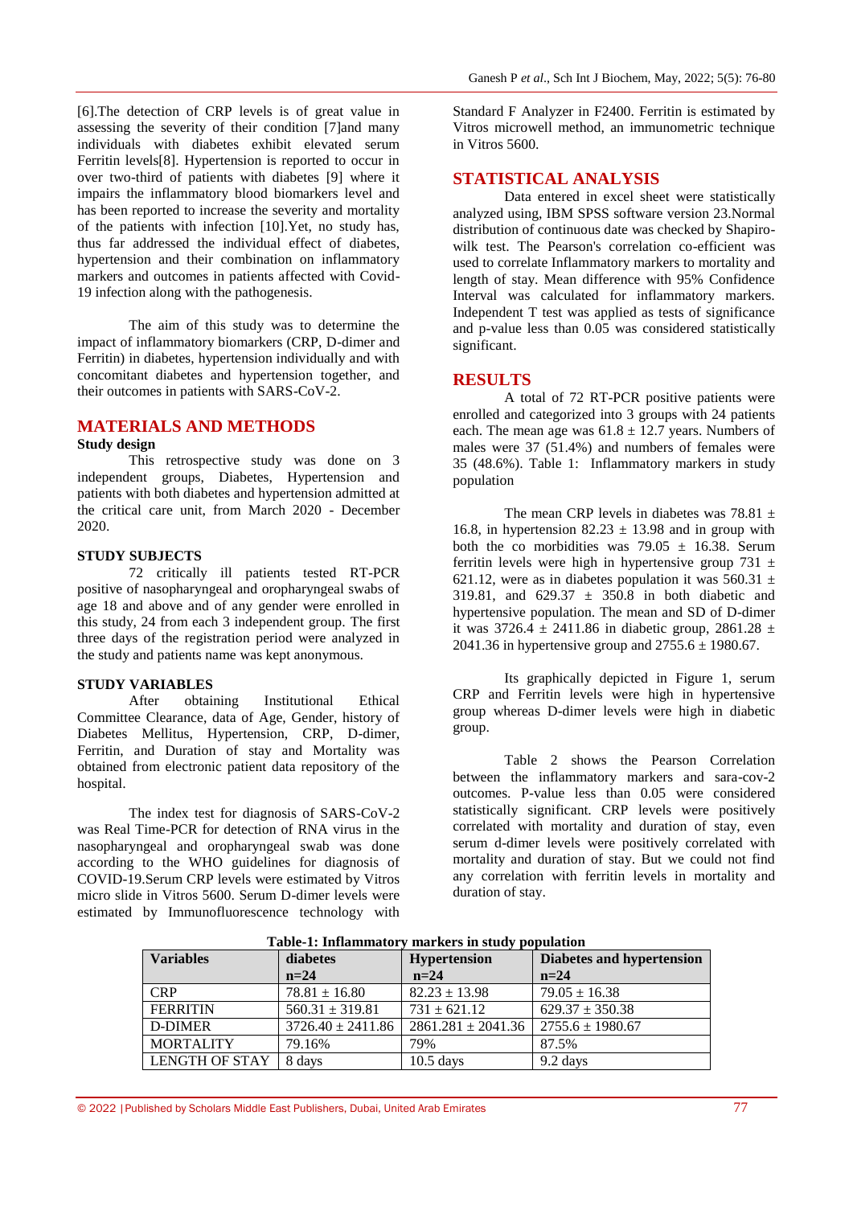[6].The detection of CRP levels is of great value in assessing the severity of their condition [7]and many individuals with diabetes exhibit elevated serum Ferritin levels[8]. Hypertension is reported to occur in over two-third of patients with diabetes [9] where it impairs the inflammatory blood biomarkers level and has been reported to increase the severity and mortality of the patients with infection [10].Yet, no study has, thus far addressed the individual effect of diabetes, hypertension and their combination on inflammatory markers and outcomes in patients affected with Covid-19 infection along with the pathogenesis.

The aim of this study was to determine the impact of inflammatory biomarkers (CRP, D-dimer and Ferritin) in diabetes, hypertension individually and with concomitant diabetes and hypertension together, and their outcomes in patients with SARS-CoV-2.

# MATERIALS AND METHODS

**Study design**

This retrospective study was done on 3 independent groups, Diabetes, Hypertension and patients with both diabetes and hypertension admitted at the critical care unit, from March 2020 - December 2020.

**STUDY SUBJECTS**

72 critically ill patients tested RT-PCR positive of nasopharyngeal and oropharyngeal swabs of age 18 and above and of any gender were enrolled in this study, 24 from each 3 independent group. The first three days of the registration period were analyzed in the study and patients name was kept anonymous.

**STUDY VARIABLES**

After obtaining Institutional Ethical Committee Clearance, data of Age, Gender, history of Diabetes Mellitus, Hypertension, CRP, D-dimer, Ferritin, and Duration of stay and Mortality was obtained from electronic patient data repository of the hospital.

The index test for diagnosis of SARS-CoV-2 was Real Time-PCR for detection of RNA virus in the nasopharyngeal and oropharyngeal swab was done according to the WHO guidelines for diagnosis of COVID-19.Serum CRP levels were estimated by Vitros micro slide in Vitros 5600. Serum D-dimer levels were estimated by Immunofluorescence technology with Standard F Analyzer in F2400. Ferritin is estimated by Vitros microwell method, an immunometric technique in Vitros 5600.

# STATISTICAL ANALYSIS

Data entered in excel sheet were statistically analyzed using, IBM SPSS software version 23.Normal distribution of continuous date was checked by Shapiro-wilk test. The Pearson's correlation co-efficient was used to correlate Inflammatory markers to mortality and length of stay. Mean difference with 95% Confidence Interval was calculated for inflammatory markers. Independent T test was applied as tests of significance and p-value less than 0.05 was considered statistically significant.

# RESULTS

A total of 72 RT-PCR positive patients were enrolled and categorized into 3 groups with 24 patients each. The mean age was $61.8 \pm 12.7$ years. Numbers of males were 37 (51.4%) and numbers of females were 35 (48.6%). Table 1: Inflammatory markers in study population

The mean CRP levels in diabetes was $78.81 \pm 16.8$, in hypertension $82.23 \pm 13.98$ and in group with both the co morbidities was $79.05 \pm 16.38$. Serum ferritin levels were high in hypertensive group $731 \pm 621.12$, were as in diabetes population it was $560.31 \pm 319.81$, and $629.37 \pm 350.8$ in both diabetic and hypertensive population. The mean and SD of D-dimer it was $3726.4 \pm 2411.86$ in diabetic group, $2861.28 \pm 2041.36$ in hypertensive group and $2755.6 \pm 1980.67$.

Its graphically depicted in Figure 1, serum CRP and Ferritin levels were high in hypertensive group whereas D-dimer levels were high in diabetic group.

Table 2 shows the Pearson Correlation between the inflammatory markers and sara-cov-2 outcomes. P-value less than 0.05 were considered statistically significant. CRP levels were positively correlated with mortality and duration of stay, even serum d-dimer levels were positively correlated with mortality and duration of stay. But we could not find any correlation with ferritin levels in mortality and duration of stay.

**Table-1: Inflammatory markers in study population**

| Variables | diabetes n=24 | Hypertension n=24 | Diabetes and hypertension n=24 |
|---|---|---|---|
| CRP | $78.81 \pm 16.80$ | $82.23 \pm 13.98$ | $79.05 \pm 16.38$ |
| FERRITIN | $560.31 \pm 319.81$ | $731 \pm 621.12$ | $629.37 \pm 350.38$ |
| D-DIMER | $3726.40 \pm 2411.86$ | $2861.281 \pm 2041.36$ | $2755.6 \pm 1980.67$ |
| MORTALITY | 79.16% | 79% | 87.5% |
| LENGTH OF STAY | 8 days | 10.5 days | 9.2 days |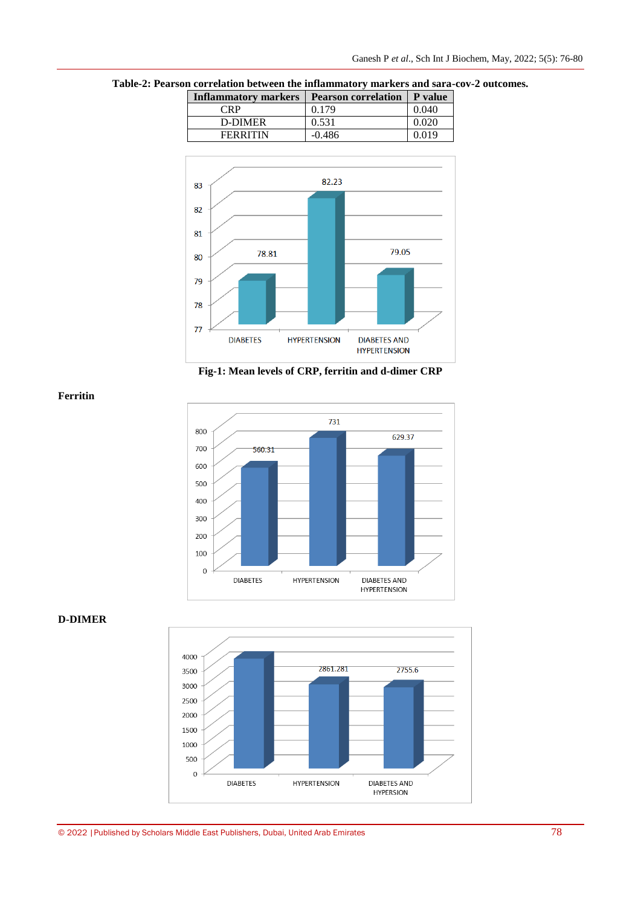**Table-2: Pearson correlation between the inflammatory markers and sara-cov-2 outcomes.**

| Inflammatory markers | Pearson correlation | P value |
|---|---|---|
| CRP | 0.179 | 0.040 |
| D-DIMER | 0.531 | 0.020 |
| FERRITIN | -0.486 | 0.019 |

**Fig-1: Mean levels of CRP, ferritin and d-dimer CRP**

**Ferritin**

**D-DIMER**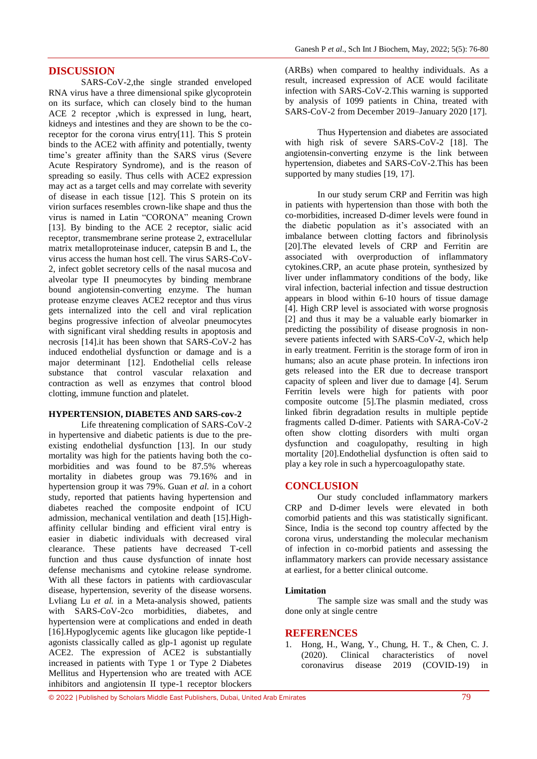## DISCUSSION

SARS-CoV-2,the single stranded enveloped RNA virus have a three dimensional spike glycoprotein on its surface, which can closely bind to the human ACE 2 receptor ,which is expressed in lung, heart, kidneys and intestines and they are shown to be the co-receptor for the corona virus entry[11]. This S protein binds to the ACE2 with affinity and potentially, twenty time's greater affinity than the SARS virus (Severe Acute Respiratory Syndrome), and is the reason of spreading so easily. Thus cells with ACE2 expression may act as a target cells and may correlate with severity of disease in each tissue [12]. This S protein on its virion surfaces resembles crown-like shape and thus the virus is named in Latin "CORONA" meaning Crown [13]. By binding to the ACE 2 receptor, sialic acid receptor, transmembrane serine protease 2, extracellular matrix metalloproteinase inducer, catepsin B and L, the virus access the human host cell. The virus SARS-CoV-2, infect goblet secretory cells of the nasal mucosa and alveolar type II pneumocytes by binding membrane bound angiotensin-converting enzyme. The human protease enzyme cleaves ACE2 receptor and thus virus gets internalized into the cell and viral replication begins progressive infection of alveolar pneumocytes with significant viral shedding results in apoptosis and necrosis [14].it has been shown that SARS-CoV-2 has induced endothelial dysfunction or damage and is a major determinant [12]. Endothelial cells release substance that control vascular relaxation and contraction as well as enzymes that control blood clotting, immune function and platelet.

### HYPERTENSION, DIABETES AND SARS-cov-2

Life threatening complication of SARS-CoV-2 in hypertensive and diabetic patients is due to the pre-existing endothelial dysfunction [13]. In our study mortality was high for the patients having both the co-morbidities and was found to be 87.5% whereas mortality in diabetes group was 79.16% and in hypertension group it was 79%. Guan *et al.* in a cohort study, reported that patients having hypertension and diabetes reached the composite endpoint of ICU admission, mechanical ventilation and death [15].High-affinity cellular binding and efficient viral entry is easier in diabetic individuals with decreased viral clearance. These patients have decreased T-cell function and thus cause dysfunction of innate host defense mechanisms and cytokine release syndrome. With all these factors in patients with cardiovascular disease, hypertension, severity of the disease worsens. Lvliang Lu *et al.* in a Meta-analysis showed, patients with SARS-CoV-2co morbidities, diabetes, and hypertension were at complications and ended in death [16].Hypoglycemic agents like glucagon like peptide-1 agonists classically called as glp-1 agonist up regulate ACE2. The expression of ACE2 is substantially increased in patients with Type 1 or Type 2 Diabetes Mellitus and Hypertension who are treated with ACE inhibitors and angiotensin II type-1 receptor blockers (ARBs) when compared to healthy individuals. As a result, increased expression of ACE would facilitate infection with SARS-CoV-2.This warning is supported by analysis of 1099 patients in China, treated with SARS-CoV-2 from December 2019–January 2020 [17].

Thus Hypertension and diabetes are associated with high risk of severe SARS-CoV-2 [18]. The angiotensin-converting enzyme is the link between hypertension, diabetes and SARS-CoV-2.This has been supported by many studies [19, 17].

In our study serum CRP and Ferritin was high in patients with hypertension than those with both the co-morbidities, increased D-dimer levels were found in the diabetic population as it's associated with an imbalance between clotting factors and fibrinolysis [20].The elevated levels of CRP and Ferritin are associated with overproduction of inflammatory cytokines.CRP, an acute phase protein, synthesized by liver under inflammatory conditions of the body, like viral infection, bacterial infection and tissue destruction appears in blood within 6-10 hours of tissue damage [4]. High CRP level is associated with worse prognosis [2] and thus it may be a valuable early biomarker in predicting the possibility of disease prognosis in non-severe patients infected with SARS-CoV-2, which help in early treatment. Ferritin is the storage form of iron in humans; also an acute phase protein. In infections iron gets released into the ER due to decrease transport capacity of spleen and liver due to damage [4]. Serum Ferritin levels were high for patients with poor composite outcome [5].The plasmin mediated, cross linked fibrin degradation results in multiple peptide fragments called D-dimer. Patients with SARA-CoV-2 often show clotting disorders with multi organ dysfunction and coagulopathy, resulting in high mortality [20].Endothelial dysfunction is often said to play a key role in such a hypercoagulopathy state.

## CONCLUSION

Our study concluded inflammatory markers CRP and D-dimer levels were elevated in both comorbid patients and this was statistically significant. Since, India is the second top country affected by the corona virus, understanding the molecular mechanism of infection in co-morbid patients and assessing the inflammatory markers can provide necessary assistance at earliest, for a better clinical outcome.

### Limitation

The sample size was small and the study was done only at single centre

## REFERENCES

1. Hong, H., Wang, Y., Chung, H. T., & Chen, C. J. (2020). Clinical characteristics of novel coronavirus disease 2019 (COVID-19) in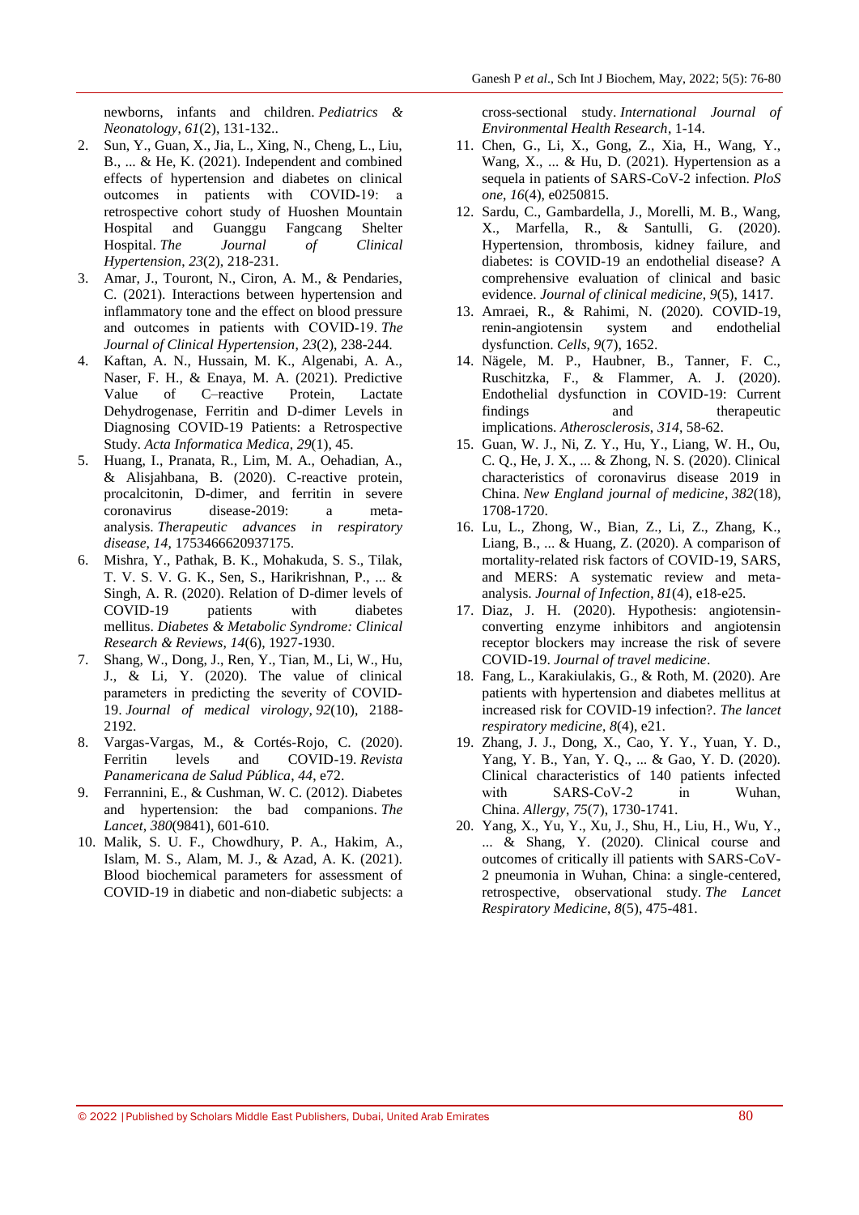newborns, infants and children. *Pediatrics & Neonatology*, *61*(2), 131-132..

2. Sun, Y., Guan, X., Jia, L., Xing, N., Cheng, L., Liu, B., ... & He, K. (2021). Independent and combined effects of hypertension and diabetes on clinical outcomes in patients with COVID‐19: a retrospective cohort study of Huoshen Mountain Hospital and Guanggu Fangcang Shelter Hospital. *The Journal of Clinical Hypertension*, *23*(2), 218-231.
3. Amar, J., Touront, N., Ciron, A. M., & Pendaries, C. (2021). Interactions between hypertension and inflammatory tone and the effect on blood pressure and outcomes in patients with COVID‐19. *The Journal of Clinical Hypertension*, *23*(2), 238-244.
4. Kaftan, A. N., Hussain, M. K., Algenabi, A. A., Naser, F. H., & Enaya, M. A. (2021). Predictive Value of C–reactive Protein, Lactate Dehydrogenase, Ferritin and D-dimer Levels in Diagnosing COVID-19 Patients: a Retrospective Study. *Acta Informatica Medica*, *29*(1), 45.
5. Huang, I., Pranata, R., Lim, M. A., Oehadian, A., & Alisjahbana, B. (2020). C-reactive protein, procalcitonin, D-dimer, and ferritin in severe coronavirus disease-2019: a meta-analysis. *Therapeutic advances in respiratory disease*, *14*, 1753466620937175.
6. Mishra, Y., Pathak, B. K., Mohakuda, S. S., Tilak, T. V. S. V. G. K., Sen, S., Harikrishnan, P., ... & Singh, A. R. (2020). Relation of D-dimer levels of COVID-19 patients with diabetes mellitus. *Diabetes & Metabolic Syndrome: Clinical Research & Reviews*, *14*(6), 1927-1930.
7. Shang, W., Dong, J., Ren, Y., Tian, M., Li, W., Hu, J., & Li, Y. (2020). The value of clinical parameters in predicting the severity of COVID‐19. *Journal of medical virology*, *92*(10), 2188-2192.
8. Vargas-Vargas, M., & Cortés-Rojo, C. (2020). Ferritin levels and COVID-19. *Revista Panamericana de Salud Pública*, *44*, e72.
9. Ferrannini, E., & Cushman, W. C. (2012). Diabetes and hypertension: the bad companions. *The Lancet*, *380*(9841), 601-610.
10. Malik, S. U. F., Chowdhury, P. A., Hakim, A., Islam, M. S., Alam, M. J., & Azad, A. K. (2021). Blood biochemical parameters for assessment of COVID-19 in diabetic and non-diabetic subjects: a cross-sectional study. *International Journal of Environmental Health Research*, 1-14.
11. Chen, G., Li, X., Gong, Z., Xia, H., Wang, Y., Wang, X., ... & Hu, D. (2021). Hypertension as a sequela in patients of SARS-CoV-2 infection. *PloS one*, *16*(4), e0250815.
12. Sardu, C., Gambardella, J., Morelli, M. B., Wang, X., Marfella, R., & Santulli, G. (2020). Hypertension, thrombosis, kidney failure, and diabetes: is COVID-19 an endothelial disease? A comprehensive evaluation of clinical and basic evidence. *Journal of clinical medicine*, *9*(5), 1417.
13. Amraei, R., & Rahimi, N. (2020). COVID-19, renin-angiotensin system and endothelial dysfunction. *Cells*, *9*(7), 1652.
14. Nägele, M. P., Haubner, B., Tanner, F. C., Ruschitzka, F., & Flammer, A. J. (2020). Endothelial dysfunction in COVID-19: Current findings and therapeutic implications. *Atherosclerosis*, *314*, 58-62.
15. Guan, W. J., Ni, Z. Y., Hu, Y., Liang, W. H., Ou, C. Q., He, J. X., ... & Zhong, N. S. (2020). Clinical characteristics of coronavirus disease 2019 in China. *New England journal of medicine*, *382*(18), 1708-1720.
16. Lu, L., Zhong, W., Bian, Z., Li, Z., Zhang, K., Liang, B., ... & Huang, Z. (2020). A comparison of mortality-related risk factors of COVID-19, SARS, and MERS: A systematic review and meta-analysis. *Journal of Infection*, *81*(4), e18-e25.
17. Diaz, J. H. (2020). Hypothesis: angiotensin-converting enzyme inhibitors and angiotensin receptor blockers may increase the risk of severe COVID-19. *Journal of travel medicine*.
18. Fang, L., Karakiulakis, G., & Roth, M. (2020). Are patients with hypertension and diabetes mellitus at increased risk for COVID-19 infection?. *The lancet respiratory medicine*, *8*(4), e21.
19. Zhang, J. J., Dong, X., Cao, Y. Y., Yuan, Y. D., Yang, Y. B., Yan, Y. Q., ... & Gao, Y. D. (2020). Clinical characteristics of 140 patients infected with SARS‐CoV‐2 in Wuhan, China. *Allergy*, *75*(7), 1730-1741.
20. Yang, X., Yu, Y., Xu, J., Shu, H., Liu, H., Wu, Y., ... & Shang, Y. (2020). Clinical course and outcomes of critically ill patients with SARS-CoV-2 pneumonia in Wuhan, China: a single-centered, retrospective, observational study. *The Lancet Respiratory Medicine*, *8*(5), 475-481.